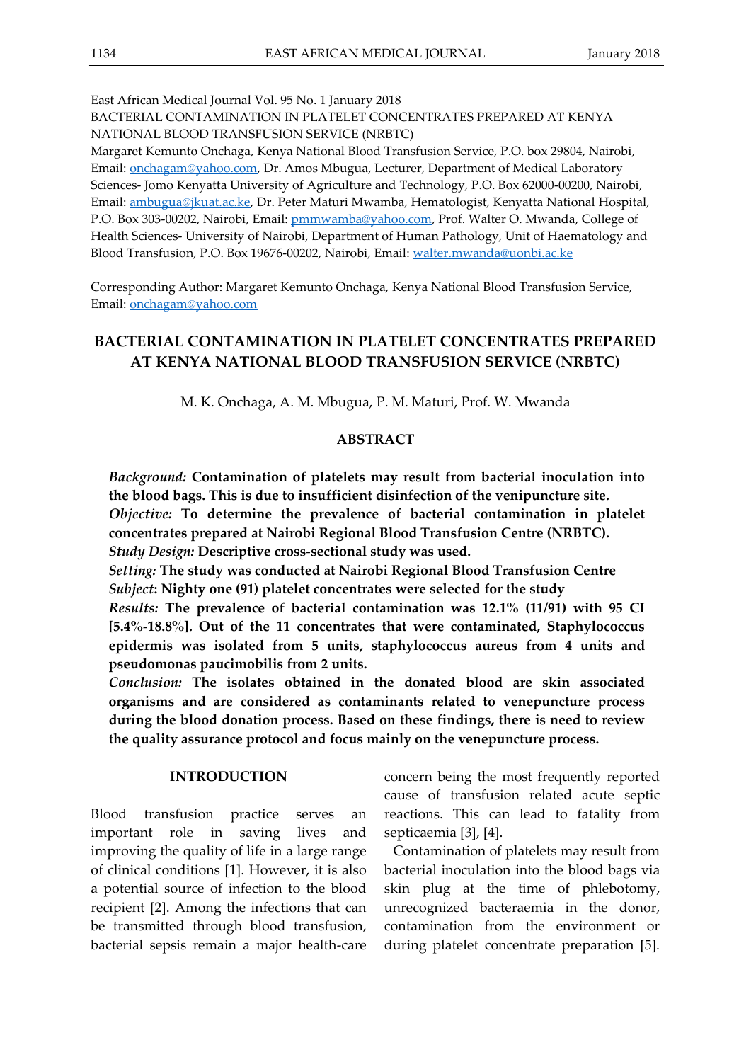East African Medical Journal Vol. 95 No. 1 January 2018
BACTERIAL CONTAMINATION IN PLATELET CONCENTRATES PREPARED AT KENYA NATIONAL BLOOD TRANSFUSION SERVICE (NRBTC)
Margaret Kemunto Onchaga, Kenya National Blood Transfusion Service, P.O. box 29804, Nairobi, Email: onchagam@yahoo.com, Dr. Amos Mbugua, Lecturer, Department of Medical Laboratory Sciences- Jomo Kenyatta University of Agriculture and Technology, P.O. Box 62000-00200, Nairobi, Email: ambugua@jkuat.ac.ke, Dr. Peter Maturi Mwamba, Hematologist, Kenyatta National Hospital, P.O. Box 303-00202, Nairobi, Email: pmmwamba@yahoo.com, Prof. Walter O. Mwanda, College of Health Sciences- University of Nairobi, Department of Human Pathology, Unit of Haematology and Blood Transfusion, P.O. Box 19676-00202, Nairobi, Email: walter.mwanda@uonbi.ac.ke

Corresponding Author: Margaret Kemunto Onchaga, Kenya National Blood Transfusion Service, Email: onchagam@yahoo.com

# BACTERIAL CONTAMINATION IN PLATELET CONCENTRATES PREPARED AT KENYA NATIONAL BLOOD TRANSFUSION SERVICE (NRBTC)

M. K. Onchaga, A. M. Mbugua, P. M. Maturi, Prof. W. Mwanda

## ABSTRACT

*Background:* **Contamination of platelets may result from bacterial inoculation into the blood bags. This is due to insufficient disinfection of the venipuncture site.**
*Objective:* **To determine the prevalence of bacterial contamination in platelet concentrates prepared at Nairobi Regional Blood Transfusion Centre (NRBTC).**
*Study Design:* **Descriptive cross-sectional study was used.**
*Setting:* **The study was conducted at Nairobi Regional Blood Transfusion Centre**
*Subject*: **Nighty one (91) platelet concentrates were selected for the study**
*Results:* **The prevalence of bacterial contamination was 12.1% (11/91) with 95 CI [5.4%-18.8%]. Out of the 11 concentrates that were contaminated, Staphylococcus epidermis was isolated from 5 units, staphylococcus aureus from 4 units and pseudomonas paucimobilis from 2 units.**
*Conclusion:* **The isolates obtained in the donated blood are skin associated organisms and are considered as contaminants related to venepuncture process during the blood donation process. Based on these findings, there is need to review the quality assurance protocol and focus mainly on the venepuncture process.**

## INTRODUCTION

Blood transfusion practice serves an important role in saving lives and improving the quality of life in a large range of clinical conditions [1]. However, it is also a potential source of infection to the blood recipient [2]. Among the infections that can be transmitted through blood transfusion, bacterial sepsis remain a major health-care concern being the most frequently reported cause of transfusion related acute septic reactions. This can lead to fatality from septicaemia [3], [4].

Contamination of platelets may result from bacterial inoculation into the blood bags via skin plug at the time of phlebotomy, unrecognized bacteraemia in the donor, contamination from the environment or during platelet concentrate preparation [5].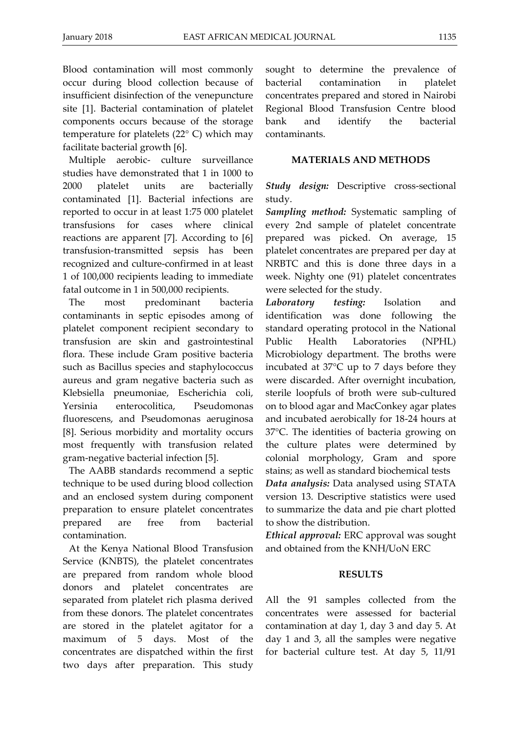Blood contamination will most commonly occur during blood collection because of insufficient disinfection of the venepuncture site [1]. Bacterial contamination of platelet components occurs because of the storage temperature for platelets (22° C) which may facilitate bacterial growth [6].

Multiple aerobic- culture surveillance studies have demonstrated that 1 in 1000 to 2000 platelet units are bacterially contaminated [1]. Bacterial infections are reported to occur in at least 1:75 000 platelet transfusions for cases where clinical reactions are apparent [7]. According to [6] transfusion-transmitted sepsis has been recognized and culture-confirmed in at least 1 of 100,000 recipients leading to immediate fatal outcome in 1 in 500,000 recipients.

The most predominant bacteria contaminants in septic episodes among of platelet component recipient secondary to transfusion are skin and gastrointestinal flora. These include Gram positive bacteria such as Bacillus species and staphylococcus aureus and gram negative bacteria such as Klebsiella pneumoniae, Escherichia coli, Yersinia enterocolitica, Pseudomonas fluorescens, and Pseudomonas aeruginosa [8]. Serious morbidity and mortality occurs most frequently with transfusion related gram-negative bacterial infection [5].

The AABB standards recommend a septic technique to be used during blood collection and an enclosed system during component preparation to ensure platelet concentrates prepared are free from bacterial contamination.

At the Kenya National Blood Transfusion Service (KNBTS), the platelet concentrates are prepared from random whole blood donors and platelet concentrates are separated from platelet rich plasma derived from these donors. The platelet concentrates are stored in the platelet agitator for a maximum of 5 days. Most of the concentrates are dispatched within the first two days after preparation. This study sought to determine the prevalence of bacterial contamination in platelet concentrates prepared and stored in Nairobi Regional Blood Transfusion Centre blood bank and identify the bacterial contaminants.

## MATERIALS AND METHODS

***Study design:*** Descriptive cross-sectional study.

***Sampling method:*** Systematic sampling of every 2nd sample of platelet concentrate prepared was picked. On average, 15 platelet concentrates are prepared per day at NRBTC and this is done three days in a week. Nighty one (91) platelet concentrates were selected for the study.

***Laboratory testing:*** Isolation and identification was done following the standard operating protocol in the National Public Health Laboratories (NPHL) Microbiology department. The broths were incubated at 37°C up to 7 days before they were discarded. After overnight incubation, sterile loopfuls of broth were sub-cultured on to blood agar and MacConkey agar plates and incubated aerobically for 18-24 hours at 37°C. The identities of bacteria growing on the culture plates were determined by colonial morphology, Gram and spore stains; as well as standard biochemical tests

***Data analysis:*** Data analysed using STATA version 13. Descriptive statistics were used to summarize the data and pie chart plotted to show the distribution.

***Ethical approval:*** ERC approval was sought and obtained from the KNH/UoN ERC

## RESULTS

All the 91 samples collected from the concentrates were assessed for bacterial contamination at day 1, day 3 and day 5. At day 1 and 3, all the samples were negative for bacterial culture test. At day 5, 11/91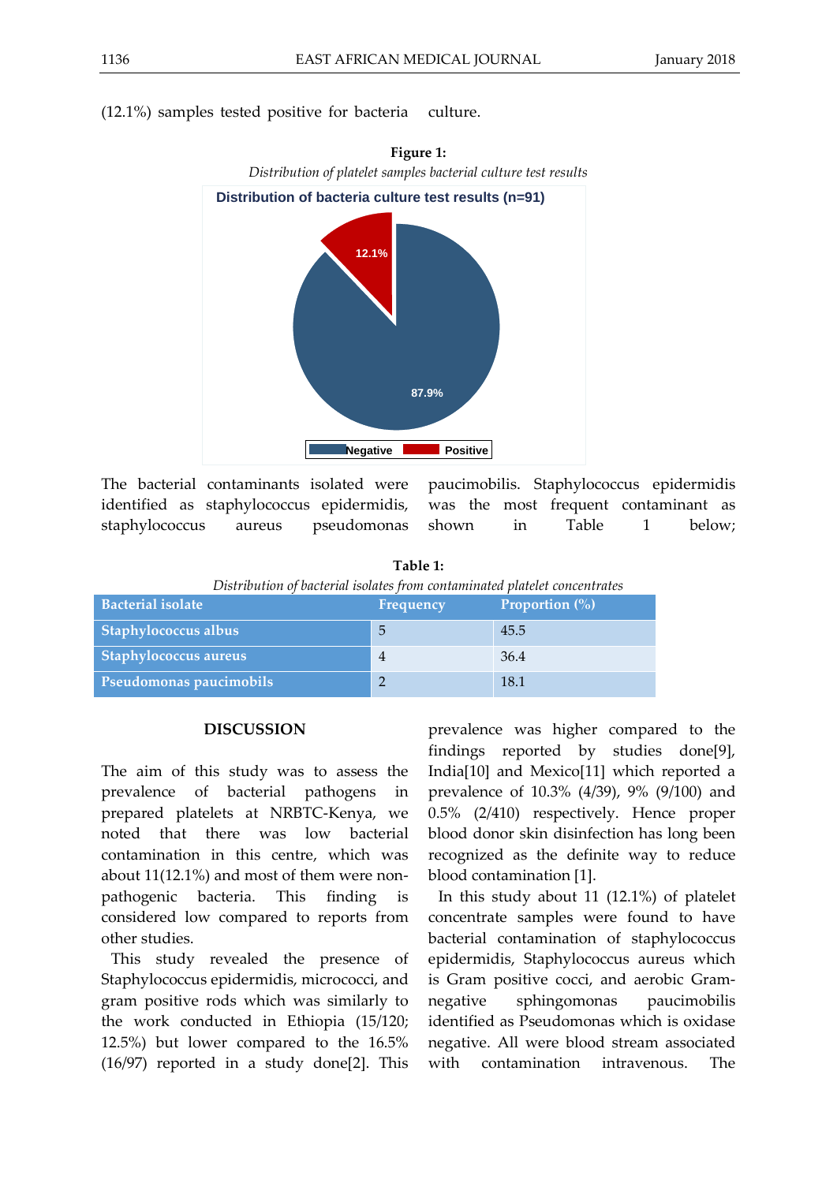(12.1%) samples tested positive for bacteria culture.

**Figure 1:**

*Distribution of platelet samples bacterial culture test results*

Distribution of bacteria culture test results (n=91)

12.1%

87.9%

Negative Positive

The bacterial contaminants isolated were identified as staphylococcus epidermidis, staphylococcus aureus pseudomonas paucimobilis. Staphylococcus epidermidis was the most frequent contaminant as shown in Table 1 below;

**Table 1:**

*Distribution of bacterial isolates from contaminated platelet concentrates*

| Bacterial isolate | Frequency | Proportion (%) |
|---|---|---|
| Staphylococcus albus | 5 | 45.5 |
| Staphylococcus aureus | 4 | 36.4 |
| Pseudomonas paucimobils | 2 | 18.1 |

## DISCUSSION

The aim of this study was to assess the prevalence of bacterial pathogens in prepared platelets at NRBTC-Kenya, we noted that there was low bacterial contamination in this centre, which was about 11(12.1%) and most of them were non-pathogenic bacteria. This finding is considered low compared to reports from other studies.

This study revealed the presence of Staphylococcus epidermidis, micrococci, and gram positive rods which was similarly to the work conducted in Ethiopia (15/120; 12.5%) but lower compared to the 16.5% (16/97) reported in a study done[2]. This prevalence was higher compared to the findings reported by studies done[9], India[10] and Mexico[11] which reported a prevalence of 10.3% (4/39), 9% (9/100) and 0.5% (2/410) respectively. Hence proper blood donor skin disinfection has long been recognized as the definite way to reduce blood contamination [1].

In this study about 11 (12.1%) of platelet concentrate samples were found to have bacterial contamination of staphylococcus epidermidis, Staphylococcus aureus which is Gram positive cocci, and aerobic Gram-negative sphingomonas paucimobilis identified as Pseudomonas which is oxidase negative. All were blood stream associated with contamination intravenous. The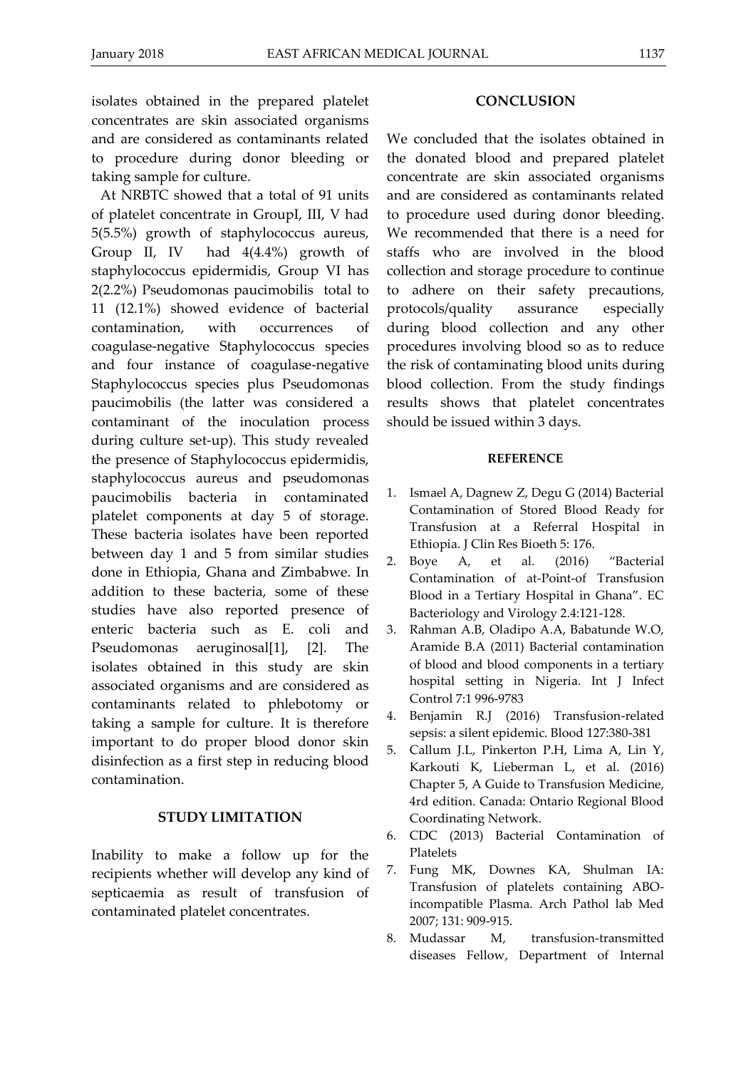isolates obtained in the prepared platelet concentrates are skin associated organisms and are considered as contaminants related to procedure during donor bleeding or taking sample for culture.

At NRBTC showed that a total of 91 units of platelet concentrate in GroupI, III, V had 5(5.5%) growth of staphylococcus aureus, Group II, IV had 4(4.4%) growth of staphylococcus epidermidis, Group VI has 2(2.2%) Pseudomonas paucimobilis total to 11 (12.1%) showed evidence of bacterial contamination, with occurrences of coagulase-negative Staphylococcus species and four instance of coagulase-negative Staphylococcus species plus Pseudomonas paucimobilis (the latter was considered a contaminant of the inoculation process during culture set-up). This study revealed the presence of Staphylococcus epidermidis, staphylococcus aureus and pseudomonas paucimobilis bacteria in contaminated platelet components at day 5 of storage. These bacteria isolates have been reported between day 1 and 5 from similar studies done in Ethiopia, Ghana and Zimbabwe. In addition to these bacteria, some of these studies have also reported presence of enteric bacteria such as E. coli and Pseudomonas aeruginosal[1], [2]. The isolates obtained in this study are skin associated organisms and are considered as contaminants related to phlebotomy or taking a sample for culture. It is therefore important to do proper blood donor skin disinfection as a first step in reducing blood contamination.

## STUDY LIMITATION

Inability to make a follow up for the recipients whether will develop any kind of septicaemia as result of transfusion of contaminated platelet concentrates.

## CONCLUSION

We concluded that the isolates obtained in the donated blood and prepared platelet concentrate are skin associated organisms and are considered as contaminants related to procedure used during donor bleeding. We recommended that there is a need for staffs who are involved in the blood collection and storage procedure to continue to adhere on their safety precautions, protocols/quality assurance especially during blood collection and any other procedures involving blood so as to reduce the risk of contaminating blood units during blood collection. From the study findings results shows that platelet concentrates should be issued within 3 days.

## REFERENCE

1. Ismael A, Dagnew Z, Degu G (2014) Bacterial Contamination of Stored Blood Ready for Transfusion at a Referral Hospital in Ethiopia. J Clin Res Bioeth 5: 176.
2. Boye A, et al. (2016) "Bacterial Contamination of at-Point-of Transfusion Blood in a Tertiary Hospital in Ghana". EC Bacteriology and Virology 2.4:121-128.
3. Rahman A.B, Oladipo A.A, Babatunde W.O, Aramide B.A (2011) Bacterial contamination of blood and blood components in a tertiary hospital setting in Nigeria. Int J Infect Control 7:1 996-9783
4. Benjamin R.J (2016) Transfusion-related sepsis: a silent epidemic. Blood 127:380-381
5. Callum J.L, Pinkerton P.H, Lima A, Lin Y, Karkouti K, Lieberman L, et al. (2016) Chapter 5, A Guide to Transfusion Medicine, 4rd edition. Canada: Ontario Regional Blood Coordinating Network.
6. CDC (2013) Bacterial Contamination of Platelets
7. Fung MK, Downes KA, Shulman IA: Transfusion of platelets containing ABO-incompatible Plasma. Arch Pathol lab Med 2007; 131: 909-915.
8. Mudassar M, transfusion-transmitted diseases Fellow, Department of Internal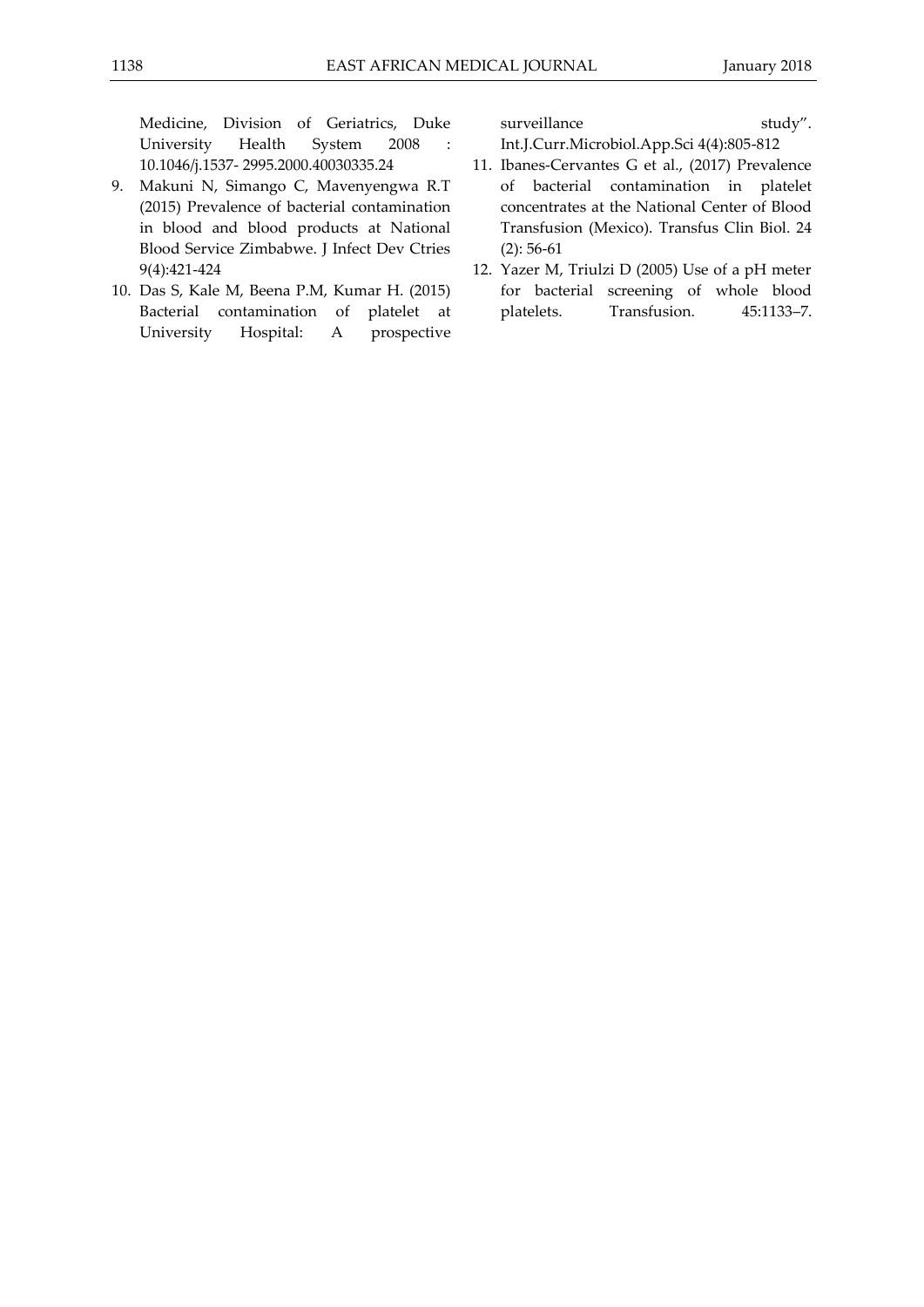Medicine, Division of Geriatrics, Duke University Health System 2008 : 10.1046/j.1537- 2995.2000.40030335.24

9. Makuni N, Simango C, Mavenyengwa R.T (2015) Prevalence of bacterial contamination in blood and blood products at National Blood Service Zimbabwe. J Infect Dev Ctries 9(4):421-424
10. Das S, Kale M, Beena P.M, Kumar H. (2015) Bacterial contamination of platelet at University Hospital: A prospective surveillance study". Int.J.Curr.Microbiol.App.Sci 4(4):805-812
11. Ibanes-Cervantes G et al., (2017) Prevalence of bacterial contamination in platelet concentrates at the National Center of Blood Transfusion (Mexico). Transfus Clin Biol. 24 (2): 56-61
12. Yazer M, Triulzi D (2005) Use of a pH meter for bacterial screening of whole blood platelets. Transfusion. 45:1133–7.